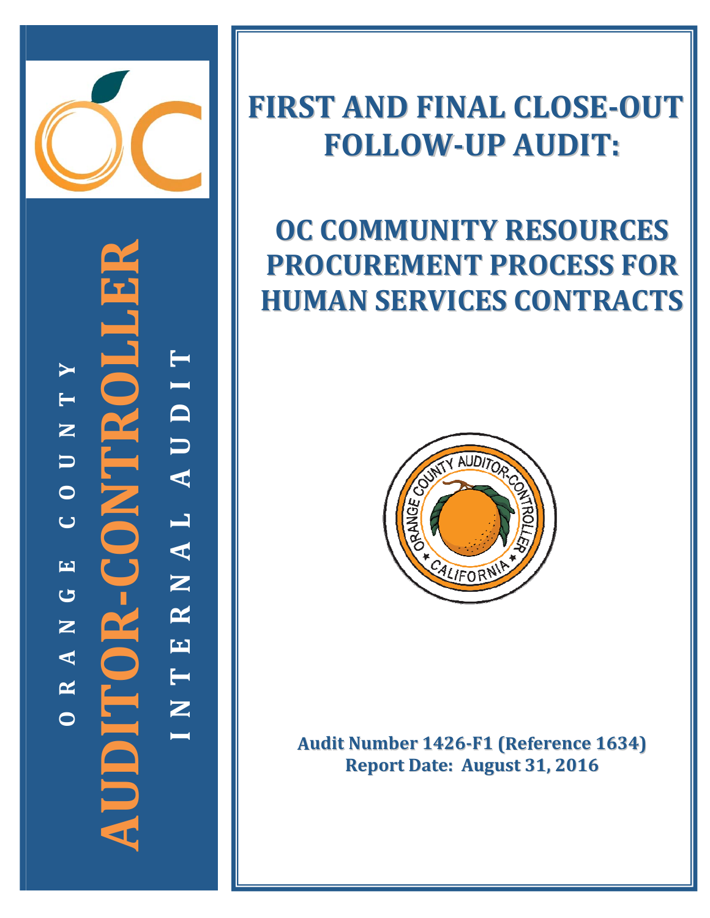ORANGE COUNTY

AUDITOR-CONTROLLER

INTERNAL AUDIT

# FIRST AND FINAL CLOSE-OUT FOLLOW-UP AUDIT:

# OC COMMUNITY RESOURCES PROCUREMENT PROCESS FOR HUMAN SERVICES CONTRACTS

**Audit Number 1426-F1 (Reference 1634)**
**Report Date: August 31, 2016**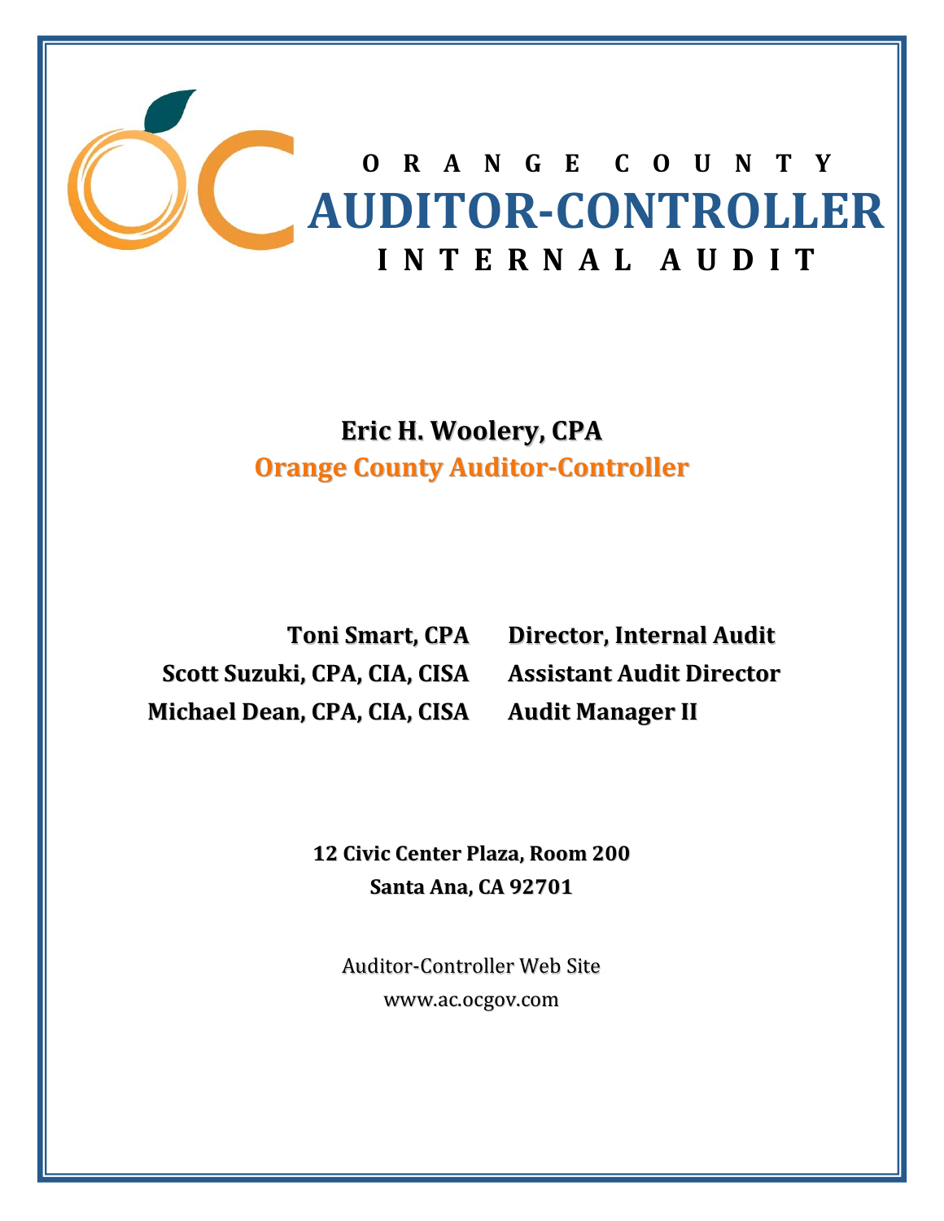# ORANGE COUNTY
# AUDITOR-CONTROLLER
## INTERNAL AUDIT

**Eric H. Woolery, CPA**
**Orange County Auditor-Controller**

| | |
|---|---|
| **Toni Smart, CPA** | **Director, Internal Audit** |
| **Scott Suzuki, CPA, CIA, CISA** | **Assistant Audit Director** |
| **Michael Dean, CPA, CIA, CISA** | **Audit Manager II** |

**12 Civic Center Plaza, Room 200**
**Santa Ana, CA 92701**

Auditor-Controller Web Site
www.ac.ocgov.com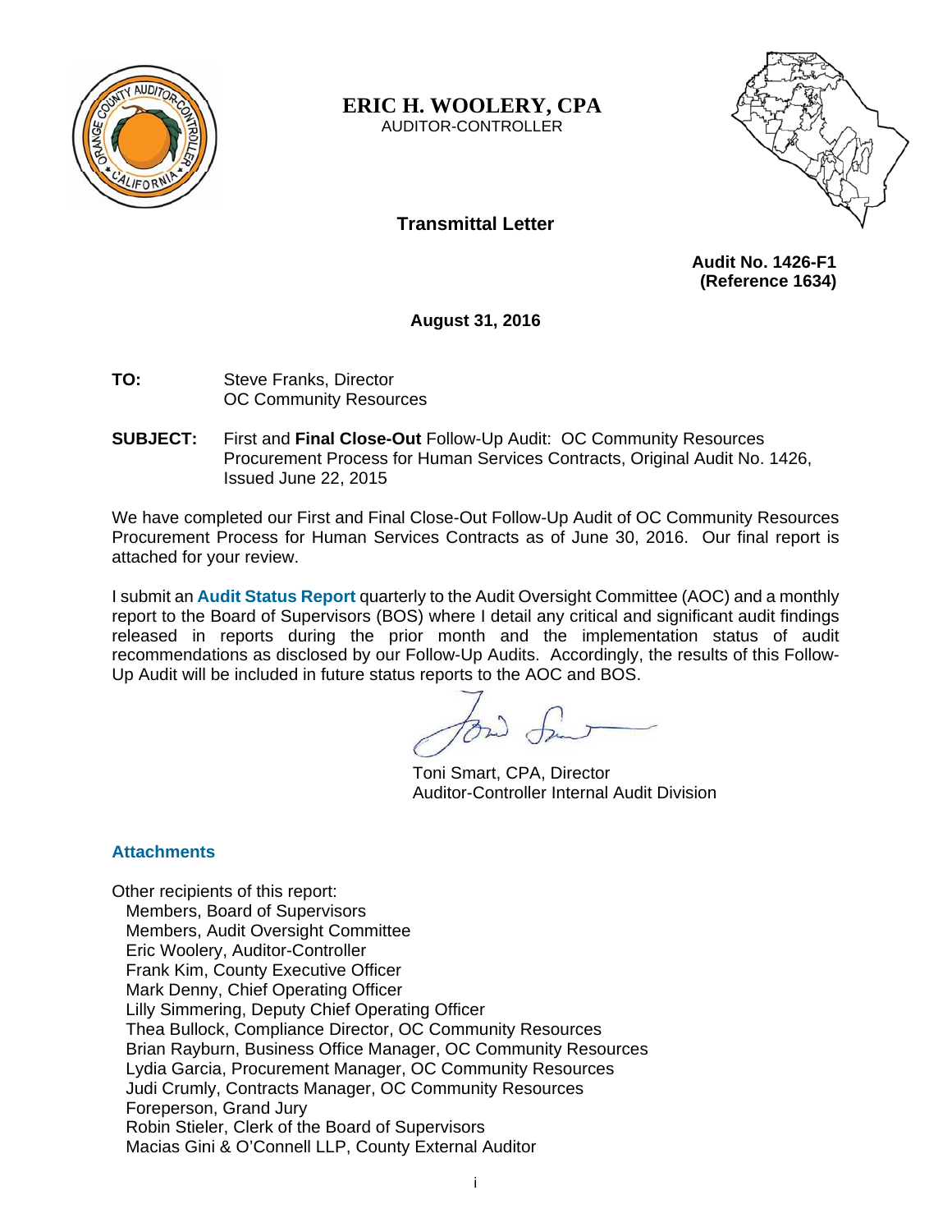**ERIC H. WOOLERY, CPA**
AUDITOR-CONTROLLER

## Transmittal Letter

**Audit No. 1426-F1**
**(Reference 1634)**

**August 31, 2016**

**TO:** Steve Franks, Director
OC Community Resources

**SUBJECT:** First and **Final Close-Out** Follow-Up Audit: OC Community Resources Procurement Process for Human Services Contracts, Original Audit No. 1426, Issued June 22, 2015

We have completed our First and Final Close-Out Follow-Up Audit of OC Community Resources Procurement Process for Human Services Contracts as of June 30, 2016. Our final report is attached for your review.

I submit an **Audit Status Report** quarterly to the Audit Oversight Committee (AOC) and a monthly report to the Board of Supervisors (BOS) where I detail any critical and significant audit findings released in reports during the prior month and the implementation status of audit recommendations as disclosed by our Follow-Up Audits. Accordingly, the results of this Follow-Up Audit will be included in future status reports to the AOC and BOS.

Toni Smart, CPA, Director
Auditor-Controller Internal Audit Division

**Attachments**

Other recipients of this report:
- Members, Board of Supervisors
- Members, Audit Oversight Committee
- Eric Woolery, Auditor-Controller
- Frank Kim, County Executive Officer
- Mark Denny, Chief Operating Officer
- Lilly Simmering, Deputy Chief Operating Officer
- Thea Bullock, Compliance Director, OC Community Resources
- Brian Rayburn, Business Office Manager, OC Community Resources
- Lydia Garcia, Procurement Manager, OC Community Resources
- Judi Crumly, Contracts Manager, OC Community Resources
- Foreperson, Grand Jury
- Robin Stieler, Clerk of the Board of Supervisors
- Macias Gini & O'Connell LLP, County External Auditor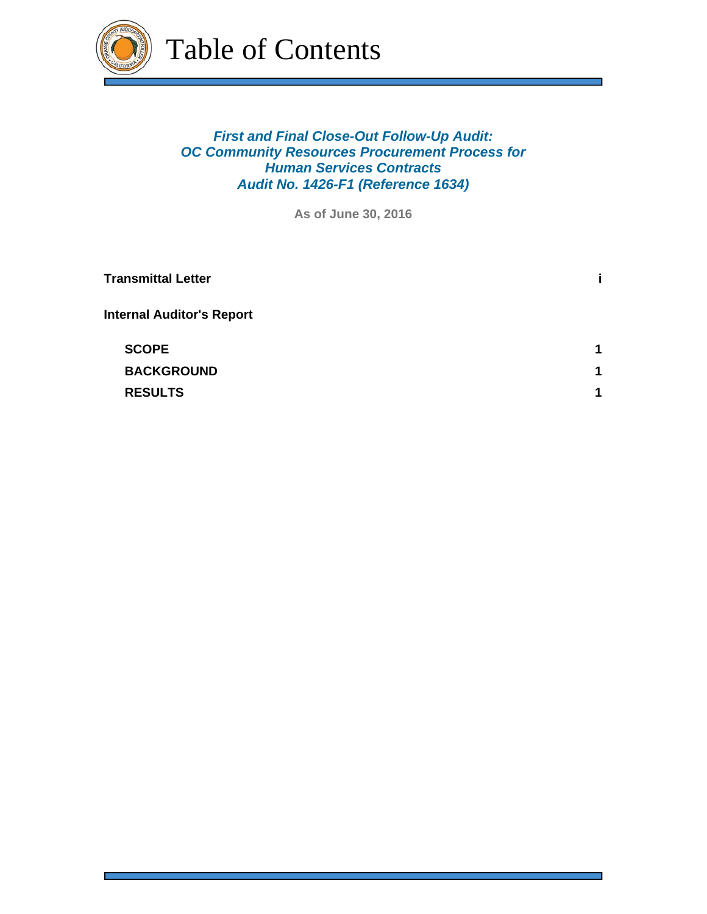# Table of Contents

***First and Final Close-Out Follow-Up Audit:***
***OC Community Resources Procurement Process for***
***Human Services Contracts***
***Audit No. 1426-F1 (Reference 1634)***

**As of June 30, 2016**

| | |
|---|---|
| **Transmittal Letter** | **i** |
| **Internal Auditor's Report** | |
| **SCOPE** | **1** |
| **BACKGROUND** | **1** |
| **RESULTS** | **1** |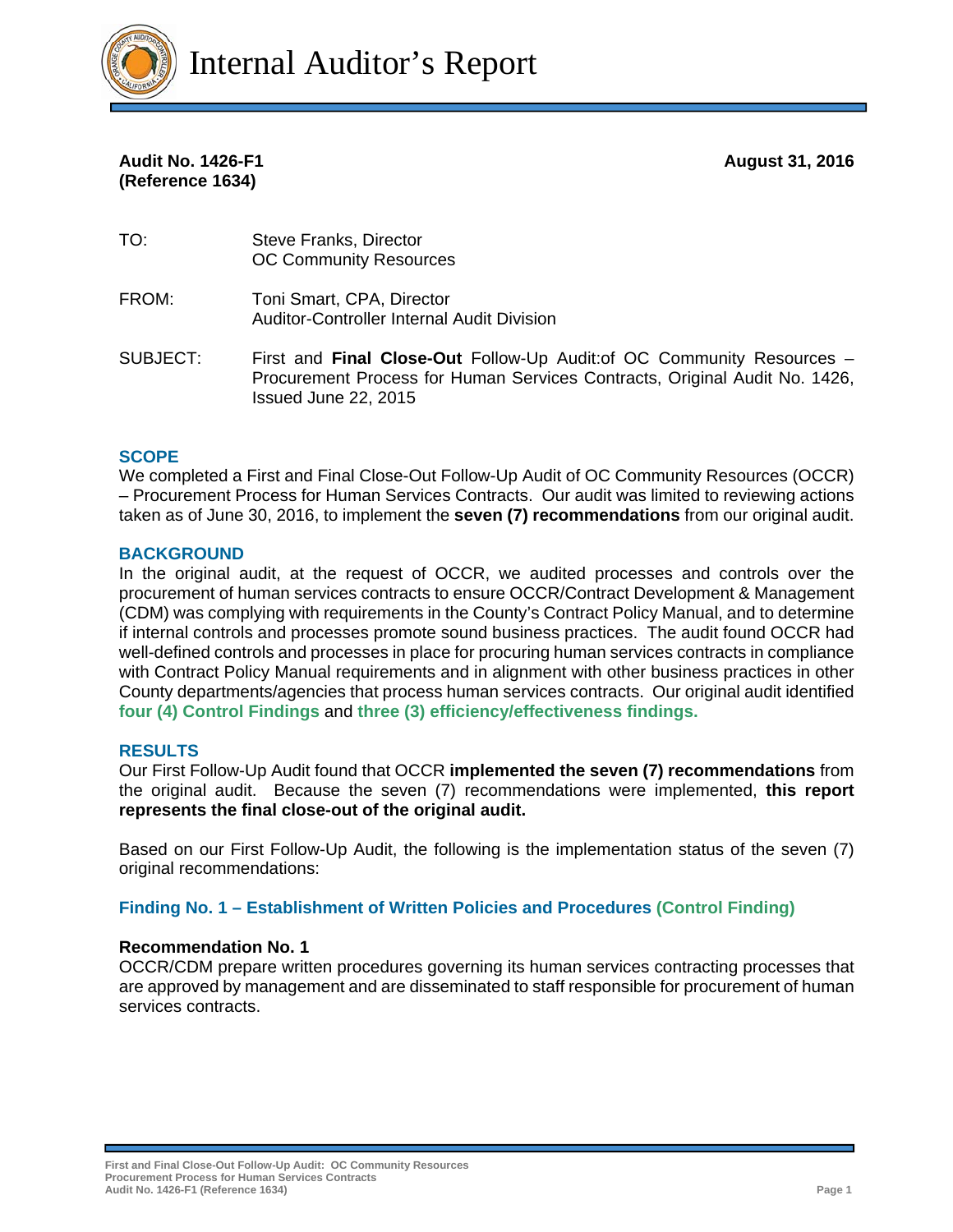# Internal Auditor's Report

**Audit No. 1426-F1**
**(Reference 1634)**

**August 31, 2016**

TO: Steve Franks, Director
OC Community Resources

FROM: Toni Smart, CPA, Director
Auditor-Controller Internal Audit Division

SUBJECT: First and **Final Close-Out** Follow-Up Audit:of OC Community Resources – Procurement Process for Human Services Contracts, Original Audit No. 1426, Issued June 22, 2015

## SCOPE

We completed a First and Final Close-Out Follow-Up Audit of OC Community Resources (OCCR) – Procurement Process for Human Services Contracts. Our audit was limited to reviewing actions taken as of June 30, 2016, to implement the **seven (7) recommendations** from our original audit.

## BACKGROUND

In the original audit, at the request of OCCR, we audited processes and controls over the procurement of human services contracts to ensure OCCR/Contract Development & Management (CDM) was complying with requirements in the County's Contract Policy Manual, and to determine if internal controls and processes promote sound business practices. The audit found OCCR had well-defined controls and processes in place for procuring human services contracts in compliance with Contract Policy Manual requirements and in alignment with other business practices in other County departments/agencies that process human services contracts. Our original audit identified **four (4) Control Findings** and **three (3) efficiency/effectiveness findings.**

## RESULTS

Our First Follow-Up Audit found that OCCR **implemented the seven (7) recommendations** from the original audit. Because the seven (7) recommendations were implemented, **this report represents the final close-out of the original audit.**

Based on our First Follow-Up Audit, the following is the implementation status of the seven (7) original recommendations:

### Finding No. 1 – Establishment of Written Policies and Procedures (Control Finding)

**Recommendation No. 1**
OCCR/CDM prepare written procedures governing its human services contracting processes that are approved by management and are disseminated to staff responsible for procurement of human services contracts.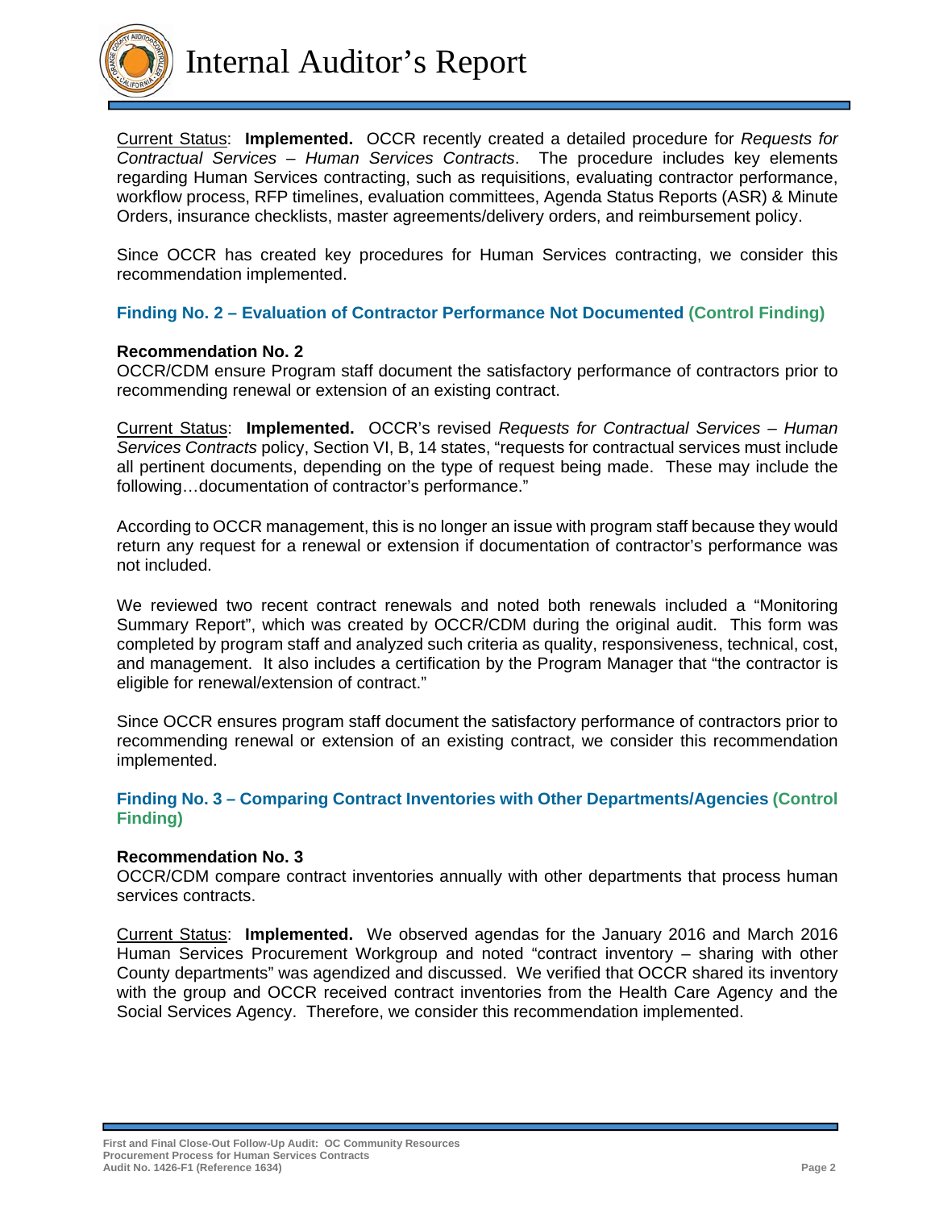Current Status: **Implemented.** OCCR recently created a detailed procedure for *Requests for Contractual Services – Human Services Contracts*. The procedure includes key elements regarding Human Services contracting, such as requisitions, evaluating contractor performance, workflow process, RFP timelines, evaluation committees, Agenda Status Reports (ASR) & Minute Orders, insurance checklists, master agreements/delivery orders, and reimbursement policy.

Since OCCR has created key procedures for Human Services contracting, we consider this recommendation implemented.

### Finding No. 2 – Evaluation of Contractor Performance Not Documented (Control Finding)

**Recommendation No. 2**
OCCR/CDM ensure Program staff document the satisfactory performance of contractors prior to recommending renewal or extension of an existing contract.

Current Status: **Implemented.** OCCR's revised *Requests for Contractual Services – Human Services Contracts* policy, Section VI, B, 14 states, "requests for contractual services must include all pertinent documents, depending on the type of request being made. These may include the following…documentation of contractor's performance."

According to OCCR management, this is no longer an issue with program staff because they would return any request for a renewal or extension if documentation of contractor's performance was not included.

We reviewed two recent contract renewals and noted both renewals included a "Monitoring Summary Report", which was created by OCCR/CDM during the original audit. This form was completed by program staff and analyzed such criteria as quality, responsiveness, technical, cost, and management. It also includes a certification by the Program Manager that "the contractor is eligible for renewal/extension of contract."

Since OCCR ensures program staff document the satisfactory performance of contractors prior to recommending renewal or extension of an existing contract, we consider this recommendation implemented.

### Finding No. 3 – Comparing Contract Inventories with Other Departments/Agencies (Control Finding)

**Recommendation No. 3**
OCCR/CDM compare contract inventories annually with other departments that process human services contracts.

Current Status: **Implemented.** We observed agendas for the January 2016 and March 2016 Human Services Procurement Workgroup and noted "contract inventory – sharing with other County departments" was agendized and discussed. We verified that OCCR shared its inventory with the group and OCCR received contract inventories from the Health Care Agency and the Social Services Agency. Therefore, we consider this recommendation implemented.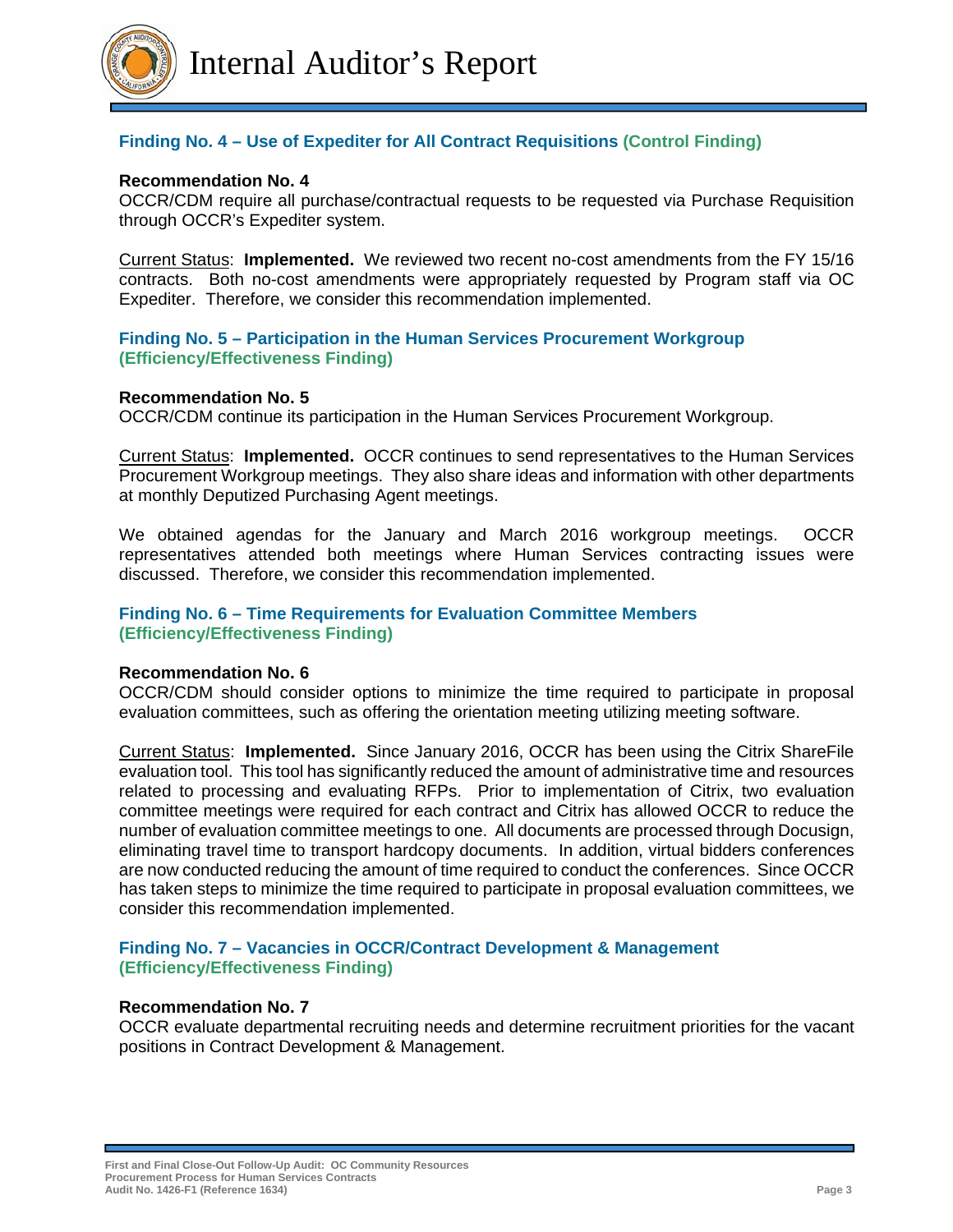### Finding No. 4 – Use of Expediter for All Contract Requisitions (Control Finding)

**Recommendation No. 4**
OCCR/CDM require all purchase/contractual requests to be requested via Purchase Requisition through OCCR's Expediter system.

Current Status: **Implemented.** We reviewed two recent no-cost amendments from the FY 15/16 contracts. Both no-cost amendments were appropriately requested by Program staff via OC Expediter. Therefore, we consider this recommendation implemented.

### Finding No. 5 – Participation in the Human Services Procurement Workgroup (Efficiency/Effectiveness Finding)

**Recommendation No. 5**
OCCR/CDM continue its participation in the Human Services Procurement Workgroup.

Current Status: **Implemented.** OCCR continues to send representatives to the Human Services Procurement Workgroup meetings. They also share ideas and information with other departments at monthly Deputized Purchasing Agent meetings.

We obtained agendas for the January and March 2016 workgroup meetings. OCCR representatives attended both meetings where Human Services contracting issues were discussed. Therefore, we consider this recommendation implemented.

### Finding No. 6 – Time Requirements for Evaluation Committee Members (Efficiency/Effectiveness Finding)

**Recommendation No. 6**
OCCR/CDM should consider options to minimize the time required to participate in proposal evaluation committees, such as offering the orientation meeting utilizing meeting software.

Current Status: **Implemented.** Since January 2016, OCCR has been using the Citrix ShareFile evaluation tool. This tool has significantly reduced the amount of administrative time and resources related to processing and evaluating RFPs. Prior to implementation of Citrix, two evaluation committee meetings were required for each contract and Citrix has allowed OCCR to reduce the number of evaluation committee meetings to one. All documents are processed through Docusign, eliminating travel time to transport hardcopy documents. In addition, virtual bidders conferences are now conducted reducing the amount of time required to conduct the conferences. Since OCCR has taken steps to minimize the time required to participate in proposal evaluation committees, we consider this recommendation implemented.

### Finding No. 7 – Vacancies in OCCR/Contract Development & Management (Efficiency/Effectiveness Finding)

**Recommendation No. 7**
OCCR evaluate departmental recruiting needs and determine recruitment priorities for the vacant positions in Contract Development & Management.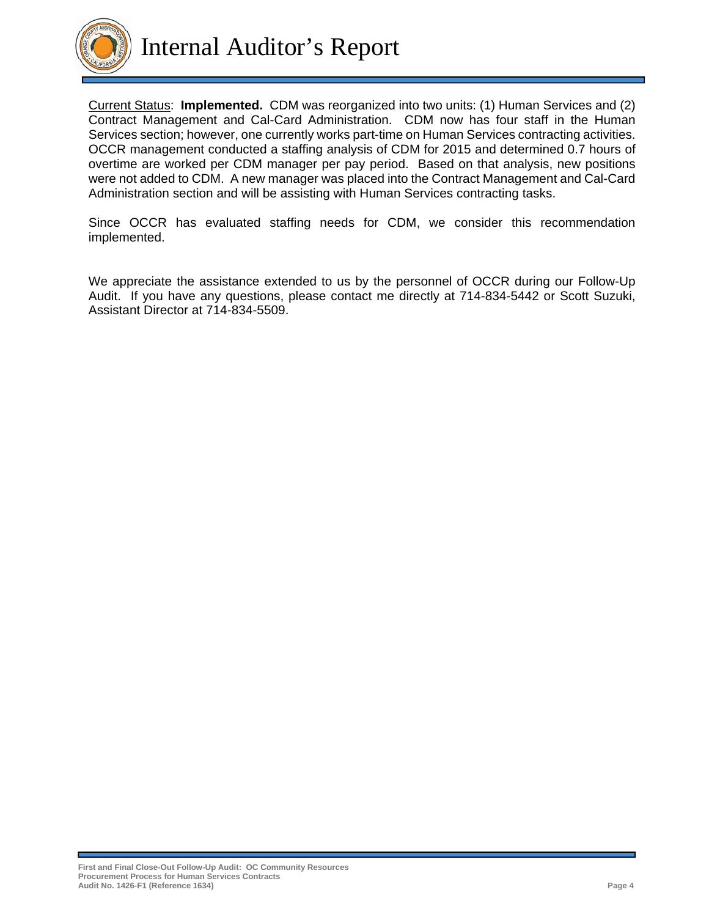Current Status: **Implemented.** CDM was reorganized into two units: (1) Human Services and (2) Contract Management and Cal-Card Administration. CDM now has four staff in the Human Services section; however, one currently works part-time on Human Services contracting activities. OCCR management conducted a staffing analysis of CDM for 2015 and determined 0.7 hours of overtime are worked per CDM manager per pay period. Based on that analysis, new positions were not added to CDM. A new manager was placed into the Contract Management and Cal-Card Administration section and will be assisting with Human Services contracting tasks.

Since OCCR has evaluated staffing needs for CDM, we consider this recommendation implemented.

We appreciate the assistance extended to us by the personnel of OCCR during our Follow-Up Audit. If you have any questions, please contact me directly at 714-834-5442 or Scott Suzuki, Assistant Director at 714-834-5509.